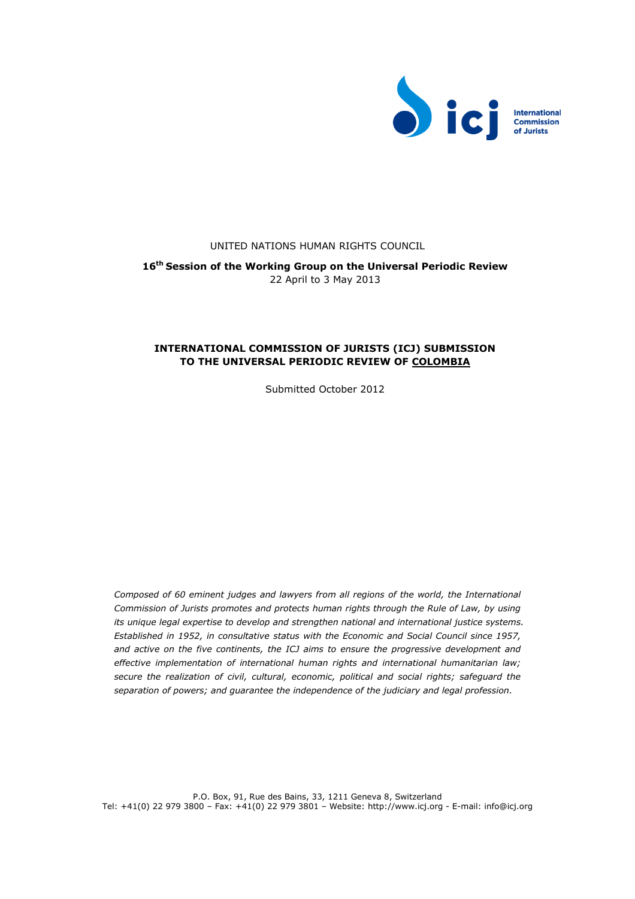UNITED NATIONS HUMAN RIGHTS COUNCIL

**16th Session of the Working Group on the Universal Periodic Review**
22 April to 3 May 2013

**INTERNATIONAL COMMISSION OF JURISTS (ICJ) SUBMISSION TO THE UNIVERSAL PERIODIC REVIEW OF COLOMBIA**

Submitted October 2012

*Composed of 60 eminent judges and lawyers from all regions of the world, the International Commission of Jurists promotes and protects human rights through the Rule of Law, by using its unique legal expertise to develop and strengthen national and international justice systems. Established in 1952, in consultative status with the Economic and Social Council since 1957, and active on the five continents, the ICJ aims to ensure the progressive development and effective implementation of international human rights and international humanitarian law; secure the realization of civil, cultural, economic, political and social rights; safeguard the separation of powers; and guarantee the independence of the judiciary and legal profession.*

P.O. Box, 91, Rue des Bains, 33, 1211 Geneva 8, Switzerland
Tel: +41(0) 22 979 3800 – Fax: +41(0) 22 979 3801 – Website: http://www.icj.org - E-mail: info@icj.org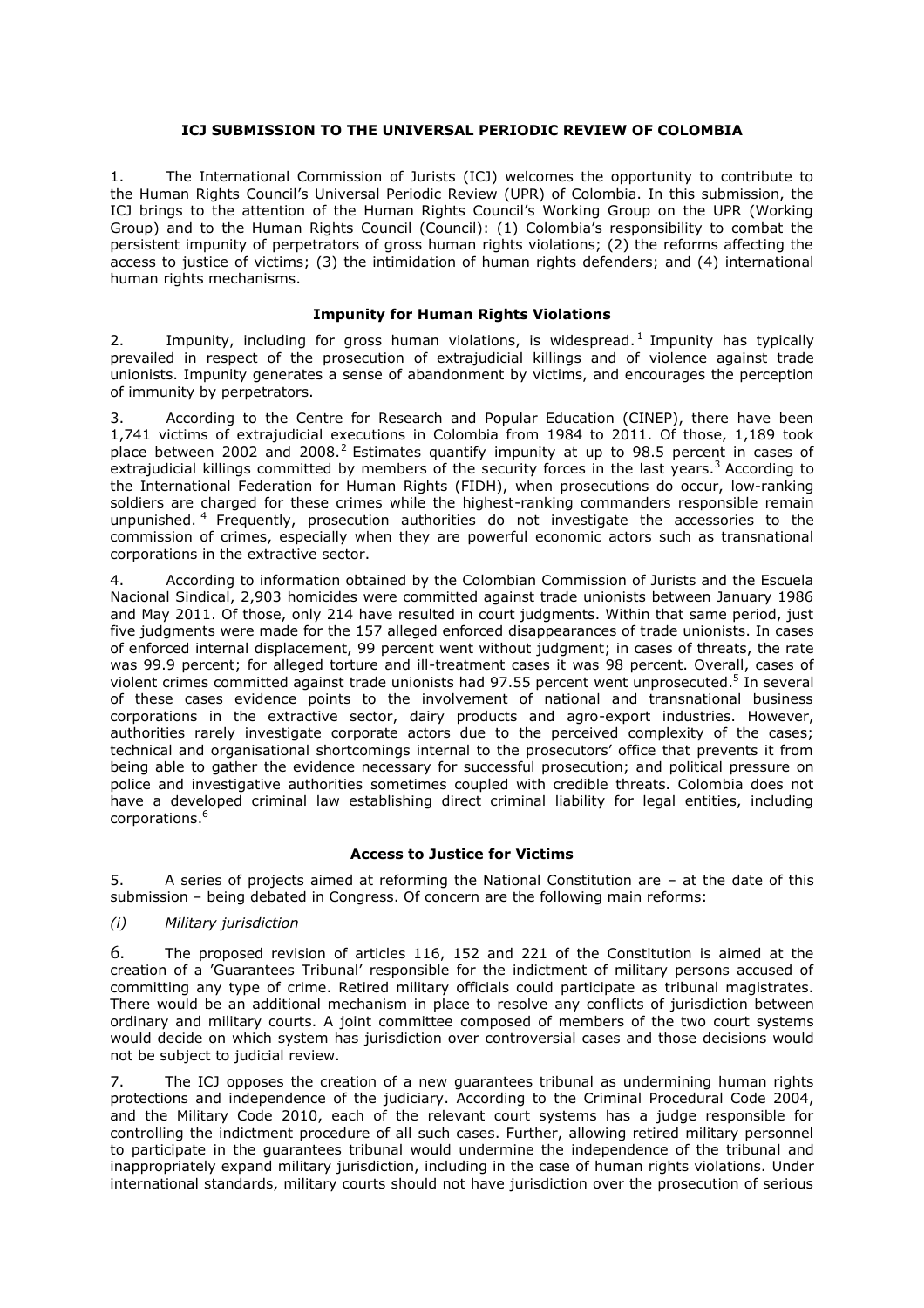**ICJ SUBMISSION TO THE UNIVERSAL PERIODIC REVIEW OF COLOMBIA**

1. The International Commission of Jurists (ICJ) welcomes the opportunity to contribute to the Human Rights Council's Universal Periodic Review (UPR) of Colombia. In this submission, the ICJ brings to the attention of the Human Rights Council's Working Group on the UPR (Working Group) and to the Human Rights Council (Council): (1) Colombia's responsibility to combat the persistent impunity of perpetrators of gross human rights violations; (2) the reforms affecting the access to justice of victims; (3) the intimidation of human rights defenders; and (4) international human rights mechanisms.

**Impunity for Human Rights Violations**

2. Impunity, including for gross human violations, is widespread.[1] Impunity has typically prevailed in respect of the prosecution of extrajudicial killings and of violence against trade unionists. Impunity generates a sense of abandonment by victims, and encourages the perception of immunity by perpetrators.

3. According to the Centre for Research and Popular Education (CINEP), there have been 1,741 victims of extrajudicial executions in Colombia from 1984 to 2011. Of those, 1,189 took place between 2002 and 2008.[2] Estimates quantify impunity at up to 98.5 percent in cases of extrajudicial killings committed by members of the security forces in the last years.[3] According to the International Federation for Human Rights (FIDH), when prosecutions do occur, low-ranking soldiers are charged for these crimes while the highest-ranking commanders responsible remain unpunished.[4] Frequently, prosecution authorities do not investigate the accessories to the commission of crimes, especially when they are powerful economic actors such as transnational corporations in the extractive sector.

4. According to information obtained by the Colombian Commission of Jurists and the Escuela Nacional Sindical, 2,903 homicides were committed against trade unionists between January 1986 and May 2011. Of those, only 214 have resulted in court judgments. Within that same period, just five judgments were made for the 157 alleged enforced disappearances of trade unionists. In cases of enforced internal displacement, 99 percent went without judgment; in cases of threats, the rate was 99.9 percent; for alleged torture and ill-treatment cases it was 98 percent. Overall, cases of violent crimes committed against trade unionists had 97.55 percent went unprosecuted.[5] In several of these cases evidence points to the involvement of national and transnational business corporations in the extractive sector, dairy products and agro-export industries. However, authorities rarely investigate corporate actors due to the perceived complexity of the cases; technical and organisational shortcomings internal to the prosecutors' office that prevents it from being able to gather the evidence necessary for successful prosecution; and political pressure on police and investigative authorities sometimes coupled with credible threats. Colombia does not have a developed criminal law establishing direct criminal liability for legal entities, including corporations.[6]

**Access to Justice for Victims**

5. A series of projects aimed at reforming the National Constitution are – at the date of this submission – being debated in Congress. Of concern are the following main reforms:

*(i) Military jurisdiction*

6. The proposed revision of articles 116, 152 and 221 of the Constitution is aimed at the creation of a 'Guarantees Tribunal' responsible for the indictment of military persons accused of committing any type of crime. Retired military officials could participate as tribunal magistrates. There would be an additional mechanism in place to resolve any conflicts of jurisdiction between ordinary and military courts. A joint committee composed of members of the two court systems would decide on which system has jurisdiction over controversial cases and those decisions would not be subject to judicial review.

7. The ICJ opposes the creation of a new guarantees tribunal as undermining human rights protections and independence of the judiciary. According to the Criminal Procedural Code 2004, and the Military Code 2010, each of the relevant court systems has a judge responsible for controlling the indictment procedure of all such cases. Further, allowing retired military personnel to participate in the guarantees tribunal would undermine the independence of the tribunal and inappropriately expand military jurisdiction, including in the case of human rights violations. Under international standards, military courts should not have jurisdiction over the prosecution of serious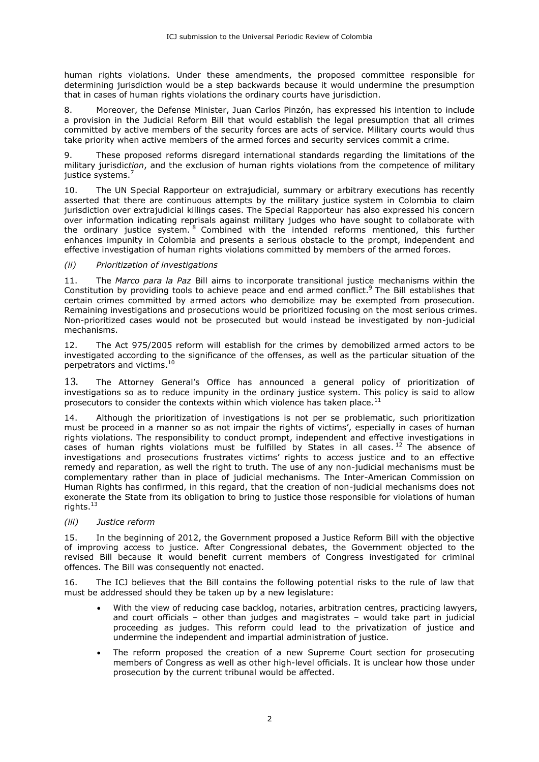human rights violations. Under these amendments, the proposed committee responsible for determining jurisdiction would be a step backwards because it would undermine the presumption that in cases of human rights violations the ordinary courts have jurisdiction.

8. Moreover, the Defense Minister, Juan Carlos Pinzón, has expressed his intention to include a provision in the Judicial Reform Bill that would establish the legal presumption that all crimes committed by active members of the security forces are acts of service. Military courts would thus take priority when active members of the armed forces and security services commit a crime.

9. These proposed reforms disregard international standards regarding the limitations of the military jurisdic*tion*, and the exclusion of human rights violations from the competence of military justice systems.[7]

10. The UN Special Rapporteur on extrajudicial, summary or arbitrary executions has recently asserted that there are continuous attempts by the military justice system in Colombia to claim jurisdiction over extrajudicial killings cases. The Special Rapporteur has also expressed his concern over information indicating reprisals against military judges who have sought to collaborate with the ordinary justice system.[8] Combined with the intended reforms mentioned, this further enhances impunity in Colombia and presents a serious obstacle to the prompt, independent and effective investigation of human rights violations committed by members of the armed forces.

### *(ii) Prioritization of investigations*

11. The *Marco para la Paz* Bill aims to incorporate transitional justice mechanisms within the Constitution by providing tools to achieve peace and end armed conflict.[9] The Bill establishes that certain crimes committed by armed actors who demobilize may be exempted from prosecution. Remaining investigations and prosecutions would be prioritized focusing on the most serious crimes. Non-prioritized cases would not be prosecuted but would instead be investigated by non-judicial mechanisms.

12. The Act 975/2005 reform will establish for the crimes by demobilized armed actors to be investigated according to the significance of the offenses, as well as the particular situation of the perpetrators and victims.[10]

13. The Attorney General's Office has announced a general policy of prioritization of investigations so as to reduce impunity in the ordinary justice system. This policy is said to allow prosecutors to consider the contexts within which violence has taken place.[11]

14. Although the prioritization of investigations is not per se problematic, such prioritization must be proceed in a manner so as not impair the rights of victims', especially in cases of human rights violations. The responsibility to conduct prompt, independent and effective investigations in cases of human rights violations must be fulfilled by States in all cases.[12] The absence of investigations and prosecutions frustrates victims' rights to access justice and to an effective remedy and reparation, as well the right to truth. The use of any non-judicial mechanisms must be complementary rather than in place of judicial mechanisms. The Inter-American Commission on Human Rights has confirmed, in this regard, that the creation of non-judicial mechanisms does not exonerate the State from its obligation to bring to justice those responsible for violations of human rights.[13]

### *(iii) Justice reform*

15. In the beginning of 2012, the Government proposed a Justice Reform Bill with the objective of improving access to justice. After Congressional debates, the Government objected to the revised Bill because it would benefit current members of Congress investigated for criminal offences. The Bill was consequently not enacted.

16. The ICJ believes that the Bill contains the following potential risks to the rule of law that must be addressed should they be taken up by a new legislature:

- With the view of reducing case backlog, notaries, arbitration centres, practicing lawyers, and court officials – other than judges and magistrates – would take part in judicial proceeding as judges. This reform could lead to the privatization of justice and undermine the independent and impartial administration of justice.
- The reform proposed the creation of a new Supreme Court section for prosecuting members of Congress as well as other high-level officials. It is unclear how those under prosecution by the current tribunal would be affected.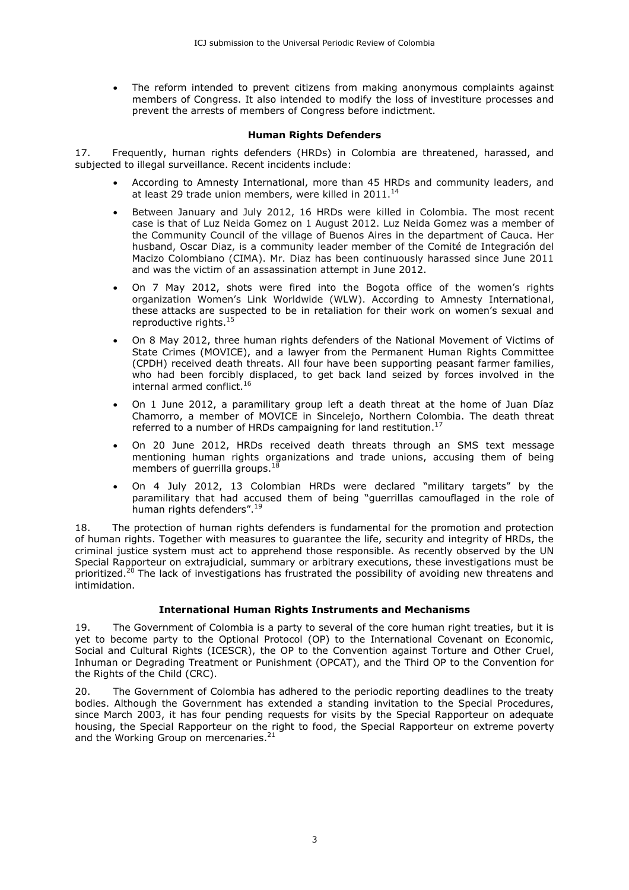- The reform intended to prevent citizens from making anonymous complaints against members of Congress. It also intended to modify the loss of investiture processes and prevent the arrests of members of Congress before indictment.

### Human Rights Defenders

17. Frequently, human rights defenders (HRDs) in Colombia are threatened, harassed, and subjected to illegal surveillance. Recent incidents include:

- According to Amnesty International, more than 45 HRDs and community leaders, and at least 29 trade union members, were killed in 2011.[14]
- Between January and July 2012, 16 HRDs were killed in Colombia. The most recent case is that of Luz Neida Gomez on 1 August 2012. Luz Neida Gomez was a member of the Community Council of the village of Buenos Aires in the department of Cauca. Her husband, Oscar Diaz, is a community leader member of the Comité de Integración del Macizo Colombiano (CIMA). Mr. Diaz has been continuously harassed since June 2011 and was the victim of an assassination attempt in June 2012.
- On 7 May 2012, shots were fired into the Bogota office of the women's rights organization Women's Link Worldwide (WLW). According to Amnesty International, these attacks are suspected to be in retaliation for their work on women's sexual and reproductive rights.[15]
- On 8 May 2012, three human rights defenders of the National Movement of Victims of State Crimes (MOVICE), and a lawyer from the Permanent Human Rights Committee (CPDH) received death threats. All four have been supporting peasant farmer families, who had been forcibly displaced, to get back land seized by forces involved in the internal armed conflict.[16]
- On 1 June 2012, a paramilitary group left a death threat at the home of Juan Díaz Chamorro, a member of MOVICE in Sincelejo, Northern Colombia. The death threat referred to a number of HRDs campaigning for land restitution.[17]
- On 20 June 2012, HRDs received death threats through an SMS text message mentioning human rights organizations and trade unions, accusing them of being members of guerrilla groups.[18]
- On 4 July 2012, 13 Colombian HRDs were declared "military targets" by the paramilitary that had accused them of being "guerrillas camouflaged in the role of human rights defenders".[19]

18. The protection of human rights defenders is fundamental for the promotion and protection of human rights. Together with measures to guarantee the life, security and integrity of HRDs, the criminal justice system must act to apprehend those responsible. As recently observed by the UN Special Rapporteur on extrajudicial, summary or arbitrary executions, these investigations must be prioritized.[20] The lack of investigations has frustrated the possibility of avoiding new threatens and intimidation.

### International Human Rights Instruments and Mechanisms

19. The Government of Colombia is a party to several of the core human right treaties, but it is yet to become party to the Optional Protocol (OP) to the International Covenant on Economic, Social and Cultural Rights (ICESCR), the OP to the Convention against Torture and Other Cruel, Inhuman or Degrading Treatment or Punishment (OPCAT), and the Third OP to the Convention for the Rights of the Child (CRC).

20. The Government of Colombia has adhered to the periodic reporting deadlines to the treaty bodies. Although the Government has extended a standing invitation to the Special Procedures, since March 2003, it has four pending requests for visits by the Special Rapporteur on adequate housing, the Special Rapporteur on the right to food, the Special Rapporteur on extreme poverty and the Working Group on mercenaries.[21]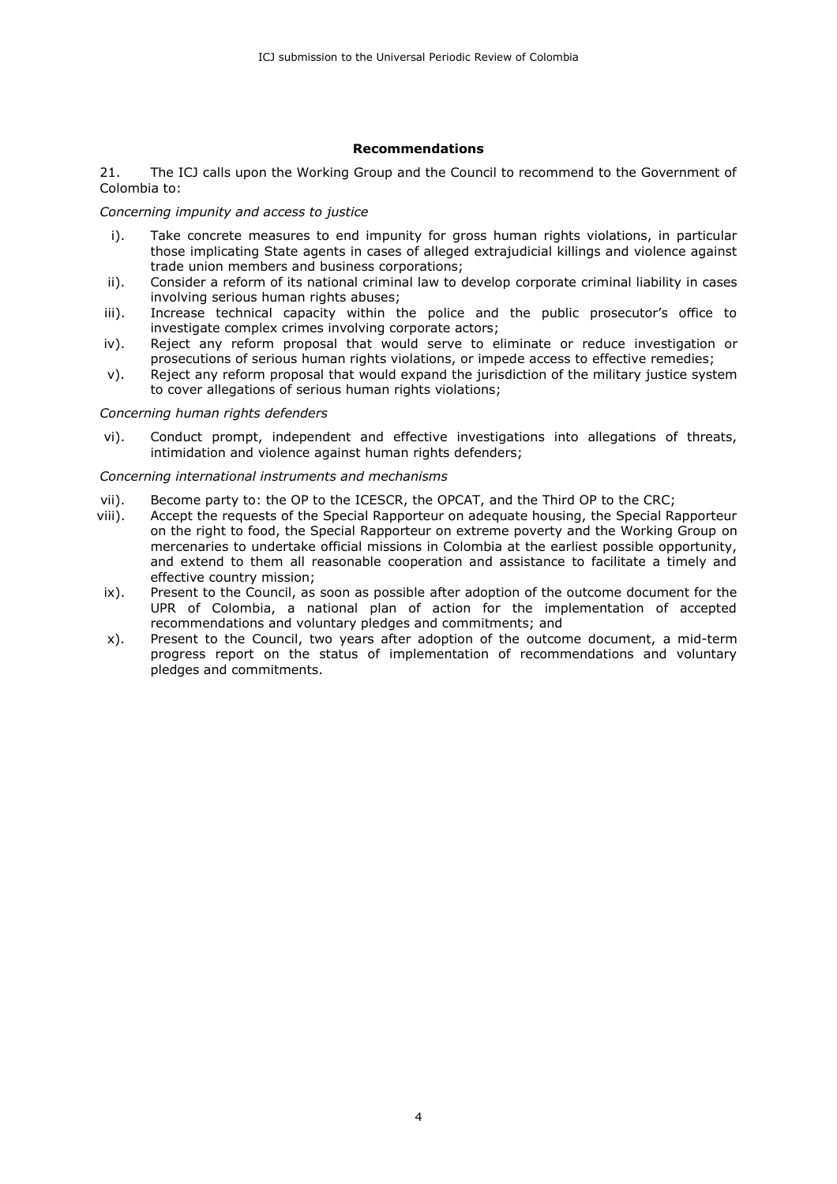## Recommendations

21. The ICJ calls upon the Working Group and the Council to recommend to the Government of Colombia to:

*Concerning impunity and access to justice*

i). Take concrete measures to end impunity for gross human rights violations, in particular those implicating State agents in cases of alleged extrajudicial killings and violence against trade union members and business corporations;

ii). Consider a reform of its national criminal law to develop corporate criminal liability in cases involving serious human rights abuses;

iii). Increase technical capacity within the police and the public prosecutor's office to investigate complex crimes involving corporate actors;

iv). Reject any reform proposal that would serve to eliminate or reduce investigation or prosecutions of serious human rights violations, or impede access to effective remedies;

v). Reject any reform proposal that would expand the jurisdiction of the military justice system to cover allegations of serious human rights violations;

*Concerning human rights defenders*

vi). Conduct prompt, independent and effective investigations into allegations of threats, intimidation and violence against human rights defenders;

*Concerning international instruments and mechanisms*

vii). Become party to: the OP to the ICESCR, the OPCAT, and the Third OP to the CRC;

viii). Accept the requests of the Special Rapporteur on adequate housing, the Special Rapporteur on the right to food, the Special Rapporteur on extreme poverty and the Working Group on mercenaries to undertake official missions in Colombia at the earliest possible opportunity, and extend to them all reasonable cooperation and assistance to facilitate a timely and effective country mission;

ix). Present to the Council, as soon as possible after adoption of the outcome document for the UPR of Colombia, a national plan of action for the implementation of accepted recommendations and voluntary pledges and commitments; and

x). Present to the Council, two years after adoption of the outcome document, a mid-term progress report on the status of implementation of recommendations and voluntary pledges and commitments.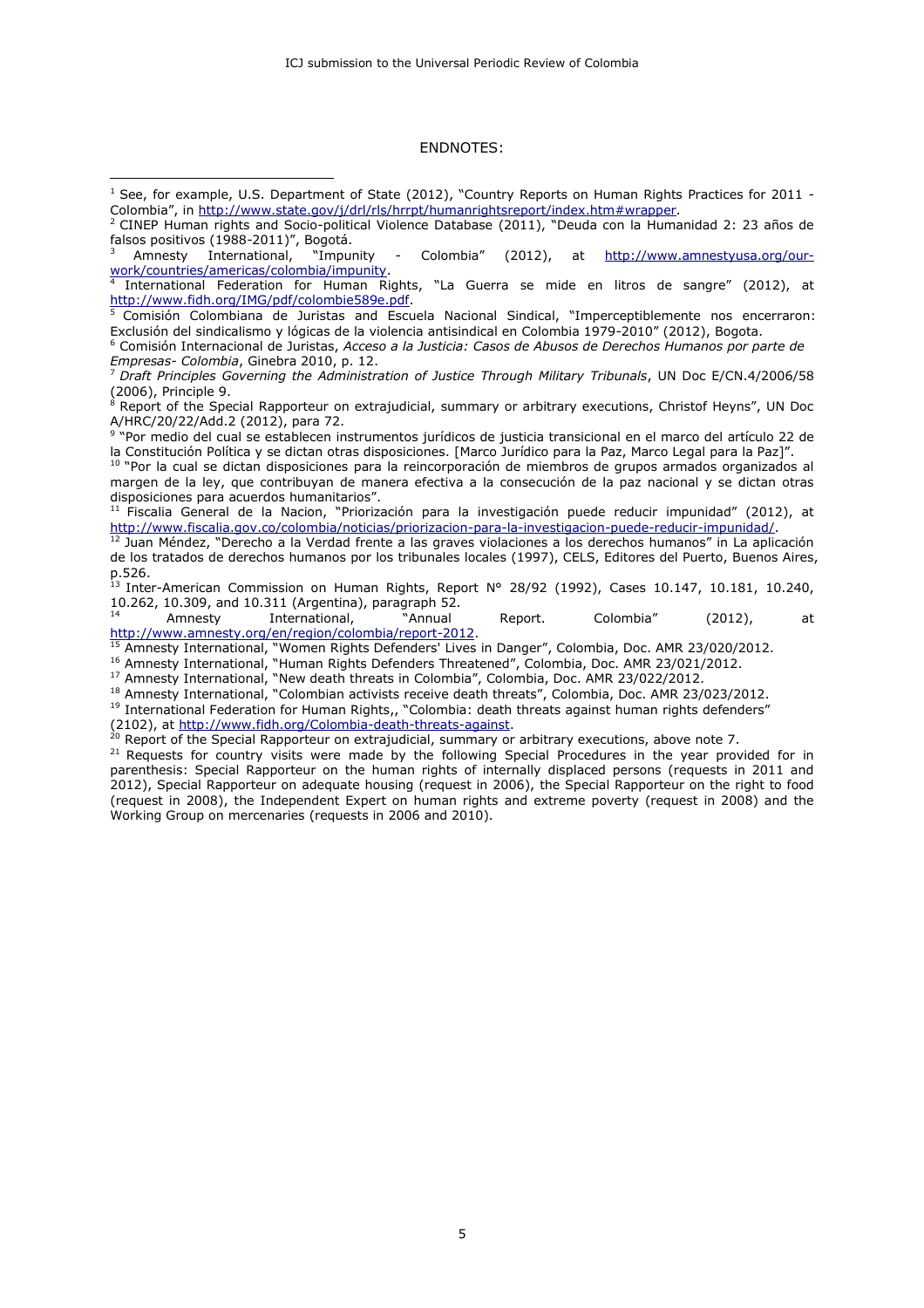ENDNOTES:

[1] See, for example, U.S. Department of State (2012), "Country Reports on Human Rights Practices for 2011 - Colombia", in http://www.state.gov/j/drl/rls/hrrpt/humanrightsreport/index.htm#wrapper.

[2] CINEP Human rights and Socio-political Violence Database (2011), "Deuda con la Humanidad 2: 23 años de falsos positivos (1988-2011)", Bogotá.

[3] Amnesty International, "Impunity - Colombia" (2012), at http://www.amnestyusa.org/our-work/countries/americas/colombia/impunity.

[4] International Federation for Human Rights, "La Guerra se mide en litros de sangre" (2012), at http://www.fidh.org/IMG/pdf/colombie589e.pdf.

[5] Comisión Colombiana de Juristas and Escuela Nacional Sindical, "Imperceptiblemente nos encerraron: Exclusión del sindicalismo y lógicas de la violencia antisindical en Colombia 1979-2010" (2012), Bogota.

[6] Comisión Internacional de Juristas, *Acceso a la Justicia: Casos de Abusos de Derechos Humanos por parte de Empresas- Colombia*, Ginebra 2010, p. 12.

[7] *Draft Principles Governing the Administration of Justice Through Military Tribunals*, UN Doc E/CN.4/2006/58 (2006), Principle 9.

[8] Report of the Special Rapporteur on extrajudicial, summary or arbitrary executions, Christof Heyns", UN Doc A/HRC/20/22/Add.2 (2012), para 72.

[9] "Por medio del cual se establecen instrumentos jurídicos de justicia transicional en el marco del artículo 22 de la Constitución Política y se dictan otras disposiciones. [Marco Jurídico para la Paz, Marco Legal para la Paz]".

[10] "Por la cual se dictan disposiciones para la reincorporación de miembros de grupos armados organizados al margen de la ley, que contribuyan de manera efectiva a la consecución de la paz nacional y se dictan otras disposiciones para acuerdos humanitarios".

[11] Fiscalia General de la Nacion, "Priorización para la investigación puede reducir impunidad" (2012), at http://www.fiscalia.gov.co/colombia/noticias/priorizacion-para-la-investigacion-puede-reducir-impunidad/.

[12] Juan Méndez, "Derecho a la Verdad frente a las graves violaciones a los derechos humanos" in La aplicación de los tratados de derechos humanos por los tribunales locales (1997), CELS, Editores del Puerto, Buenos Aires, p.526.

[13] Inter-American Commission on Human Rights, Report N° 28/92 (1992), Cases 10.147, 10.181, 10.240, 10.262, 10.309, and 10.311 (Argentina), paragraph 52.

[14] Amnesty International, "Annual Report. Colombia" (2012), at http://www.amnesty.org/en/region/colombia/report-2012.

[15] Amnesty International, "Women Rights Defenders' Lives in Danger", Colombia, Doc. AMR 23/020/2012.

[16] Amnesty International, "Human Rights Defenders Threatened", Colombia, Doc. AMR 23/021/2012.

[17] Amnesty International, "New death threats in Colombia", Colombia, Doc. AMR 23/022/2012.

[18] Amnesty International, "Colombian activists receive death threats", Colombia, Doc. AMR 23/023/2012.

[19] International Federation for Human Rights,, "Colombia: death threats against human rights defenders" (2102), at http://www.fidh.org/Colombia-death-threats-against.

[20] Report of the Special Rapporteur on extrajudicial, summary or arbitrary executions, above note 7.

[21] Requests for country visits were made by the following Special Procedures in the year provided for in parenthesis: Special Rapporteur on the human rights of internally displaced persons (requests in 2011 and 2012), Special Rapporteur on adequate housing (request in 2006), the Special Rapporteur on the right to food (request in 2008), the Independent Expert on human rights and extreme poverty (request in 2008) and the Working Group on mercenaries (requests in 2006 and 2010).